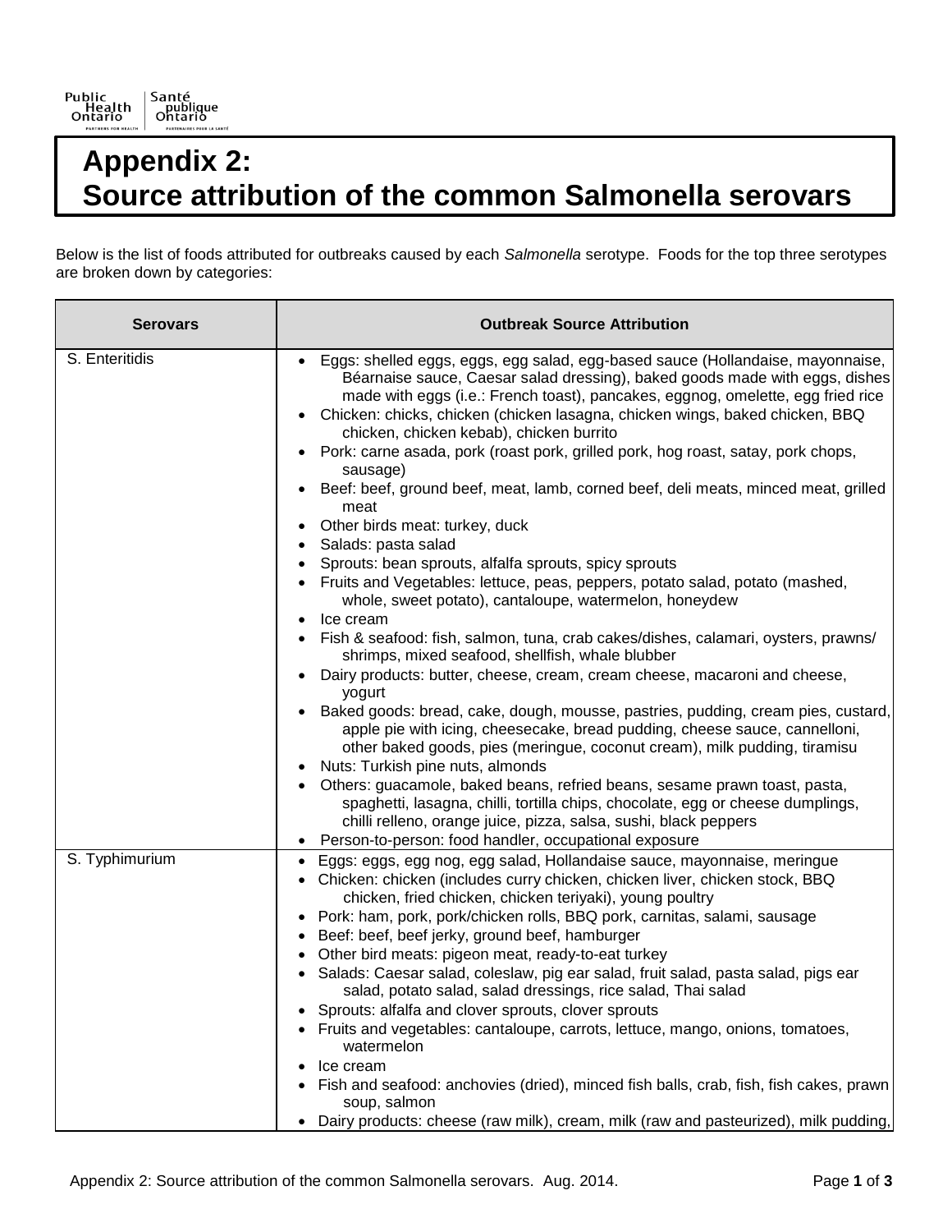# Appendix 2: Source attribution of the common Salmonella serovars

Below is the list of foods attributed for outbreaks caused by each *Salmonella* serotype. Foods for the top three serotypes are broken down by categories:

| Serovars | Outbreak Source Attribution |
|---|---|
| S. Enteritidis | • Eggs: shelled eggs, eggs, egg salad, egg-based sauce (Hollandaise, mayonnaise, Béarnaise sauce, Caesar salad dressing), baked goods made with eggs, dishes made with eggs (i.e.: French toast), pancakes, eggnog, omelette, egg fried rice<br>• Chicken: chicks, chicken (chicken lasagna, chicken wings, baked chicken, BBQ chicken, chicken kebab), chicken burrito<br>• Pork: carne asada, pork (roast pork, grilled pork, hog roast, satay, pork chops, sausage)<br>• Beef: beef, ground beef, meat, lamb, corned beef, deli meats, minced meat, grilled meat<br>• Other birds meat: turkey, duck<br>• Salads: pasta salad<br>• Sprouts: bean sprouts, alfalfa sprouts, spicy sprouts<br>• Fruits and Vegetables: lettuce, peas, peppers, potato salad, potato (mashed, whole, sweet potato), cantaloupe, watermelon, honeydew<br>• Ice cream<br>• Fish & seafood: fish, salmon, tuna, crab cakes/dishes, calamari, oysters, prawns/ shrimps, mixed seafood, shellfish, whale blubber<br>• Dairy products: butter, cheese, cream, cream cheese, macaroni and cheese, yogurt<br>• Baked goods: bread, cake, dough, mousse, pastries, pudding, cream pies, custard, apple pie with icing, cheesecake, bread pudding, cheese sauce, cannelloni, other baked goods, pies (meringue, coconut cream), milk pudding, tiramisu<br>• Nuts: Turkish pine nuts, almonds<br>• Others: guacamole, baked beans, refried beans, sesame prawn toast, pasta, spaghetti, lasagna, chilli, tortilla chips, chocolate, egg or cheese dumplings, chilli relleno, orange juice, pizza, salsa, sushi, black peppers<br>• Person-to-person: food handler, occupational exposure |
| S. Typhimurium | • Eggs: eggs, egg nog, egg salad, Hollandaise sauce, mayonnaise, meringue<br>• Chicken: chicken (includes curry chicken, chicken liver, chicken stock, BBQ chicken, fried chicken, chicken teriyaki), young poultry<br>• Pork: ham, pork, pork/chicken rolls, BBQ pork, carnitas, salami, sausage<br>• Beef: beef, beef jerky, ground beef, hamburger<br>• Other bird meats: pigeon meat, ready-to-eat turkey<br>• Salads: Caesar salad, coleslaw, pig ear salad, fruit salad, pasta salad, pigs ear salad, potato salad, salad dressings, rice salad, Thai salad<br>• Sprouts: alfalfa and clover sprouts, clover sprouts<br>• Fruits and vegetables: cantaloupe, carrots, lettuce, mango, onions, tomatoes, watermelon<br>• Ice cream<br>• Fish and seafood: anchovies (dried), minced fish balls, crab, fish, fish cakes, prawn soup, salmon<br>• Dairy products: cheese (raw milk), cream, milk (raw and pasteurized), milk pudding, |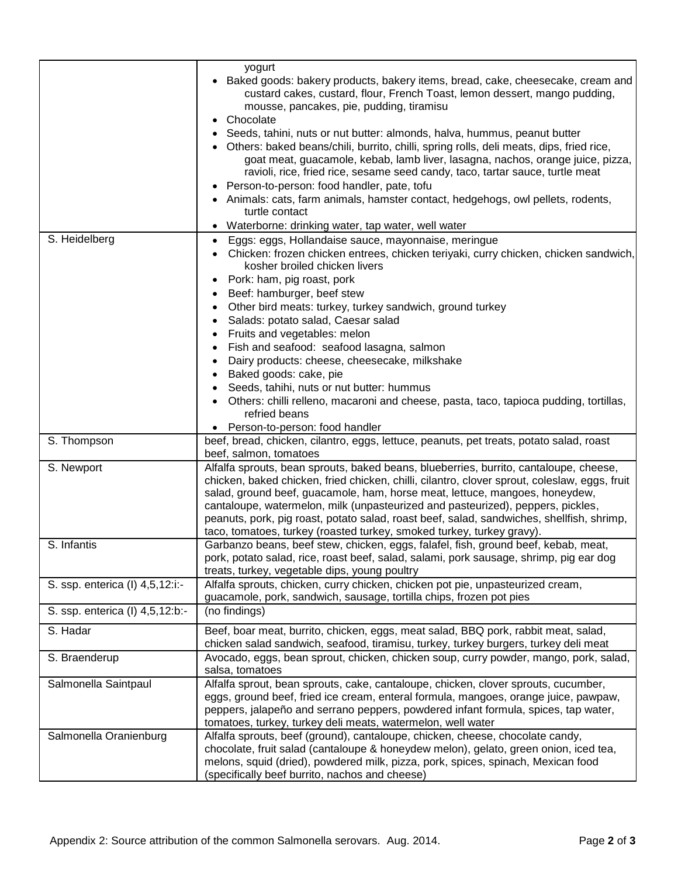| | |
|---|---|
| | yogurt<br>• Baked goods: bakery products, bakery items, bread, cake, cheesecake, cream and custard cakes, custard, flour, French Toast, lemon dessert, mango pudding, mousse, pancakes, pie, pudding, tiramisu<br>• Chocolate<br>• Seeds, tahini, nuts or nut butter: almonds, halva, hummus, peanut butter<br>• Others: baked beans/chili, burrito, chilli, spring rolls, deli meats, dips, fried rice, goat meat, guacamole, kebab, lamb liver, lasagna, nachos, orange juice, pizza, ravioli, rice, fried rice, sesame seed candy, taco, tartar sauce, turtle meat<br>• Person-to-person: food handler, pate, tofu<br>• Animals: cats, farm animals, hamster contact, hedgehogs, owl pellets, rodents, turtle contact<br>• Waterborne: drinking water, tap water, well water |
| S. Heidelberg | • Eggs: eggs, Hollandaise sauce, mayonnaise, meringue<br>• Chicken: frozen chicken entrees, chicken teriyaki, curry chicken, chicken sandwich, kosher broiled chicken livers<br>• Pork: ham, pig roast, pork<br>• Beef: hamburger, beef stew<br>• Other bird meats: turkey, turkey sandwich, ground turkey<br>• Salads: potato salad, Caesar salad<br>• Fruits and vegetables: melon<br>• Fish and seafood: seafood lasagna, salmon<br>• Dairy products: cheese, cheesecake, milkshake<br>• Baked goods: cake, pie<br>• Seeds, tahihi, nuts or nut butter: hummus<br>• Others: chilli relleno, macaroni and cheese, pasta, taco, tapioca pudding, tortillas, refried beans<br>• Person-to-person: food handler |
| S. Thompson | beef, bread, chicken, cilantro, eggs, lettuce, peanuts, pet treats, potato salad, roast beef, salmon, tomatoes |
| S. Newport | Alfalfa sprouts, bean sprouts, baked beans, blueberries, burrito, cantaloupe, cheese, chicken, baked chicken, fried chicken, chilli, cilantro, clover sprout, coleslaw, eggs, fruit salad, ground beef, guacamole, ham, horse meat, lettuce, mangoes, honeydew, cantaloupe, watermelon, milk (unpasteurized and pasteurized), peppers, pickles, peanuts, pork, pig roast, potato salad, roast beef, salad, sandwiches, shellfish, shrimp, taco, tomatoes, turkey (roasted turkey, smoked turkey, turkey gravy). |
| S. Infantis | Garbanzo beans, beef stew, chicken, eggs, falafel, fish, ground beef, kebab, meat, pork, potato salad, rice, roast beef, salad, salami, pork sausage, shrimp, pig ear dog treats, turkey, vegetable dips, young poultry |
| S. ssp. enterica (I) 4,5,12:i:- | Alfalfa sprouts, chicken, curry chicken, chicken pot pie, unpasteurized cream, guacamole, pork, sandwich, sausage, tortilla chips, frozen pot pies |
| S. ssp. enterica (I) 4,5,12:b:- | (no findings) |
| S. Hadar | Beef, boar meat, burrito, chicken, eggs, meat salad, BBQ pork, rabbit meat, salad, chicken salad sandwich, seafood, tiramisu, turkey, turkey burgers, turkey deli meat |
| S. Braenderup | Avocado, eggs, bean sprout, chicken, chicken soup, curry powder, mango, pork, salad, salsa, tomatoes |
| Salmonella Saintpaul | Alfalfa sprout, bean sprouts, cake, cantaloupe, chicken, clover sprouts, cucumber, eggs, ground beef, fried ice cream, enteral formula, mangoes, orange juice, pawpaw, peppers, jalapeño and serrano peppers, powdered infant formula, spices, tap water, tomatoes, turkey, turkey deli meats, watermelon, well water |
| Salmonella Oranienburg | Alfalfa sprouts, beef (ground), cantaloupe, chicken, cheese, chocolate candy, chocolate, fruit salad (cantaloupe & honeydew melon), gelato, green onion, iced tea, melons, squid (dried), powdered milk, pizza, pork, spices, spinach, Mexican food (specifically beef burrito, nachos and cheese) |

Appendix 2: Source attribution of the common Salmonella serovars. Aug. 2014.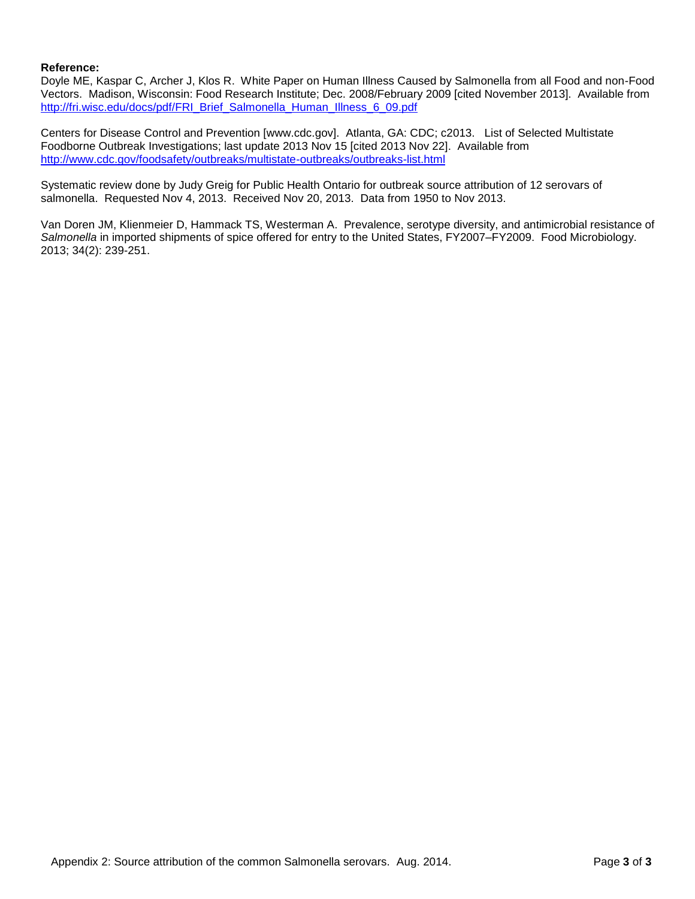**Reference:**

Doyle ME, Kaspar C, Archer J, Klos R. White Paper on Human Illness Caused by Salmonella from all Food and non-Food Vectors. Madison, Wisconsin: Food Research Institute; Dec. 2008/February 2009 [cited November 2013]. Available from http://fri.wisc.edu/docs/pdf/FRI_Brief_Salmonella_Human_Illness_6_09.pdf

Centers for Disease Control and Prevention [www.cdc.gov]. Atlanta, GA: CDC; c2013. List of Selected Multistate Foodborne Outbreak Investigations; last update 2013 Nov 15 [cited 2013 Nov 22]. Available from http://www.cdc.gov/foodsafety/outbreaks/multistate-outbreaks/outbreaks-list.html

Systematic review done by Judy Greig for Public Health Ontario for outbreak source attribution of 12 serovars of salmonella. Requested Nov 4, 2013. Received Nov 20, 2013. Data from 1950 to Nov 2013.

Van Doren JM, Klienmeier D, Hammack TS, Westerman A. Prevalence, serotype diversity, and antimicrobial resistance of *Salmonella* in imported shipments of spice offered for entry to the United States, FY2007–FY2009. Food Microbiology. 2013; 34(2): 239-251.